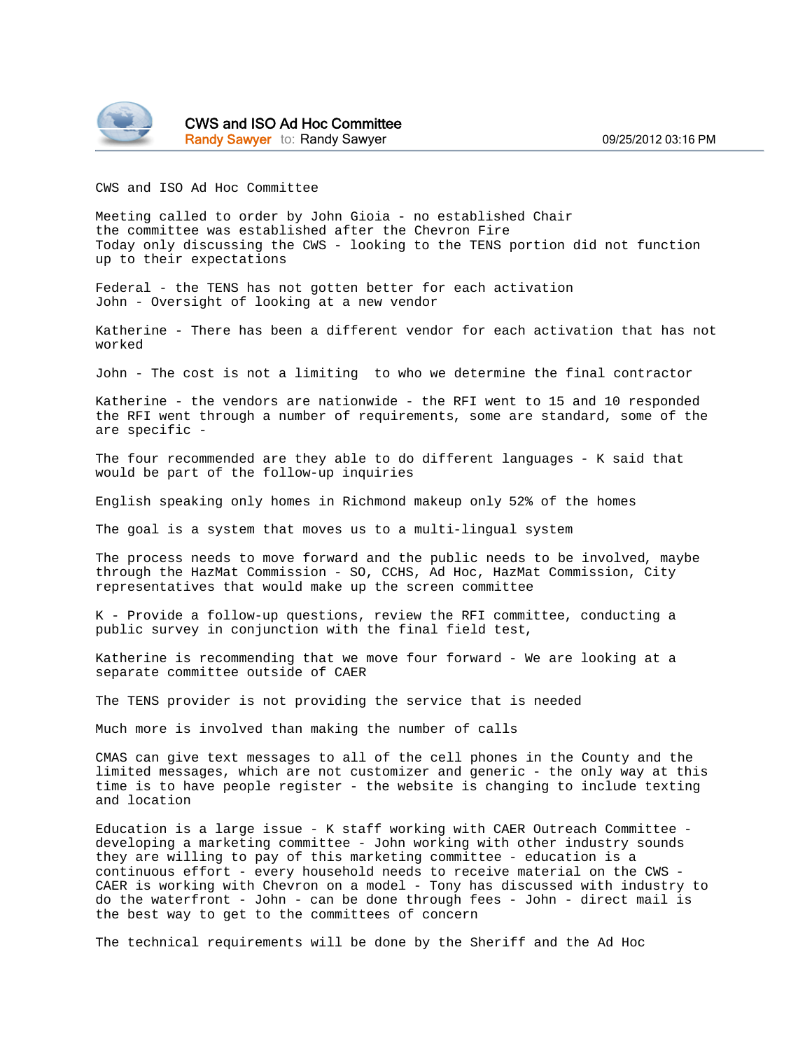**CWS and ISO Ad Hoc Committee**
Randy Sawyer to: Randy Sawyer 09/25/2012 03:16 PM

CWS and ISO Ad Hoc Committee

Meeting called to order by John Gioia - no established Chair
the committee was established after the Chevron Fire
Today only discussing the CWS - looking to the TENS portion did not function up to their expectations

Federal - the TENS has not gotten better for each activation
John - Oversight of looking at a new vendor

Katherine - There has been a different vendor for each activation that has not worked

John - The cost is not a limiting to who we determine the final contractor

Katherine - the vendors are nationwide - the RFI went to 15 and 10 responded the RFI went through a number of requirements, some are standard, some of the are specific -

The four recommended are they able to do different languages - K said that would be part of the follow-up inquiries

English speaking only homes in Richmond makeup only 52% of the homes

The goal is a system that moves us to a multi-lingual system

The process needs to move forward and the public needs to be involved, maybe through the HazMat Commission - SO, CCHS, Ad Hoc, HazMat Commission, City representatives that would make up the screen committee

K - Provide a follow-up questions, review the RFI committee, conducting a public survey in conjunction with the final field test,

Katherine is recommending that we move four forward - We are looking at a separate committee outside of CAER

The TENS provider is not providing the service that is needed

Much more is involved than making the number of calls

CMAS can give text messages to all of the cell phones in the County and the limited messages, which are not customizer and generic - the only way at this time is to have people register - the website is changing to include texting and location

Education is a large issue - K staff working with CAER Outreach Committee - developing a marketing committee - John working with other industry sounds they are willing to pay of this marketing committee - education is a continuous effort - every household needs to receive material on the CWS - CAER is working with Chevron on a model - Tony has discussed with industry to do the waterfront - John - can be done through fees - John - direct mail is the best way to get to the committees of concern

The technical requirements will be done by the Sheriff and the Ad Hoc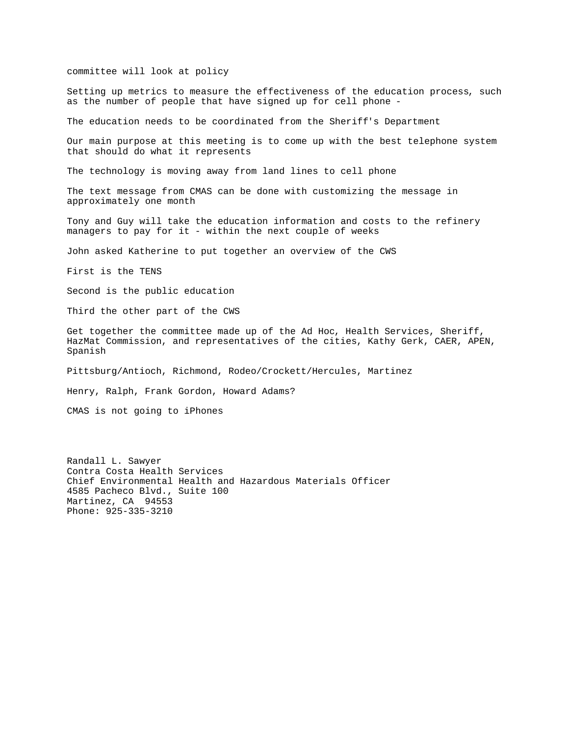committee will look at policy

Setting up metrics to measure the effectiveness of the education process, such as the number of people that have signed up for cell phone -

The education needs to be coordinated from the Sheriff's Department

Our main purpose at this meeting is to come up with the best telephone system that should do what it represents

The technology is moving away from land lines to cell phone

The text message from CMAS can be done with customizing the message in approximately one month

Tony and Guy will take the education information and costs to the refinery managers to pay for it - within the next couple of weeks

John asked Katherine to put together an overview of the CWS

First is the TENS

Second is the public education

Third the other part of the CWS

Get together the committee made up of the Ad Hoc, Health Services, Sheriff, HazMat Commission, and representatives of the cities, Kathy Gerk, CAER, APEN, Spanish

Pittsburg/Antioch, Richmond, Rodeo/Crockett/Hercules, Martinez

Henry, Ralph, Frank Gordon, Howard Adams?

CMAS is not going to iPhones

Randall L. Sawyer  
Contra Costa Health Services  
Chief Environmental Health and Hazardous Materials Officer  
4585 Pacheco Blvd., Suite 100  
Martinez, CA 94553  
Phone: 925-335-3210